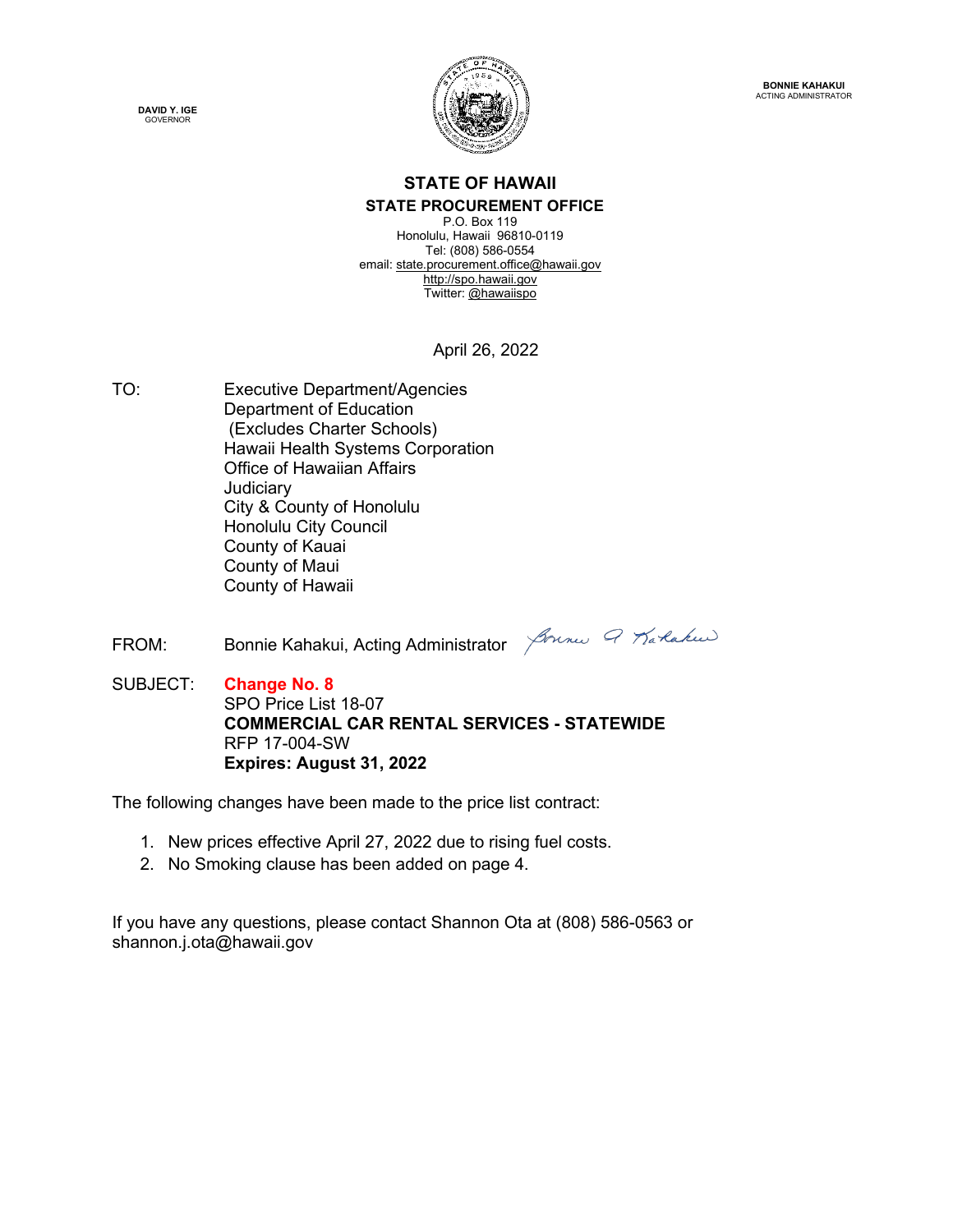**DAVID Y. IGE**
GOVERNOR

**BONNIE KAHAKUI**
ACTING ADMINISTRATOR

# STATE OF HAWAII

## STATE PROCUREMENT OFFICE

P.O. Box 119
Honolulu, Hawaii 96810-0119
Tel: (808) 586-0554
email: state.procurement.office@hawaii.gov
http://spo.hawaii.gov
Twitter: @hawaiispo

April 26, 2022

TO: Executive Department/Agencies
Department of Education
(Excludes Charter Schools)
Hawaii Health Systems Corporation
Office of Hawaiian Affairs
Judiciary
City & County of Honolulu
Honolulu City Council
County of Kauai
County of Maui
County of Hawaii

FROM: Bonnie Kahakui, Acting Administrator

SUBJECT: **Change No. 8**
SPO Price List 18-07
**COMMERCIAL CAR RENTAL SERVICES - STATEWIDE**
RFP 17-004-SW
**Expires: August 31, 2022**

The following changes have been made to the price list contract:

1. New prices effective April 27, 2022 due to rising fuel costs.
2. No Smoking clause has been added on page 4.

If you have any questions, please contact Shannon Ota at (808) 586-0563 or shannon.j.ota@hawaii.gov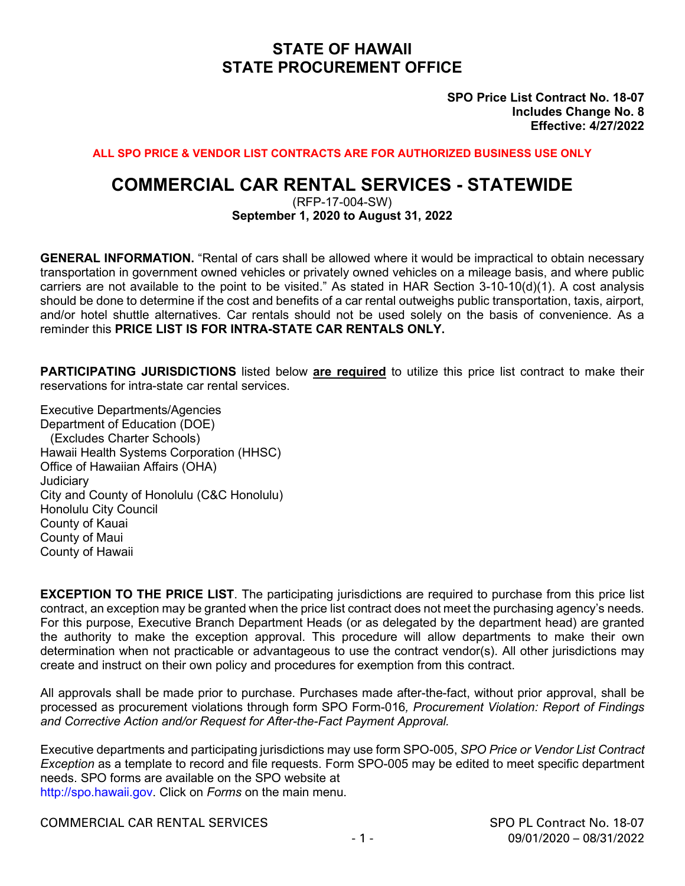# STATE OF HAWAII
# STATE PROCUREMENT OFFICE

**SPO Price List Contract No. 18-07**
**Includes Change No. 8**
**Effective: 4/27/2022**

**ALL SPO PRICE & VENDOR LIST CONTRACTS ARE FOR AUTHORIZED BUSINESS USE ONLY**

# COMMERCIAL CAR RENTAL SERVICES - STATEWIDE

(RFP-17-004-SW)
**September 1, 2020 to August 31, 2022**

**GENERAL INFORMATION.** "Rental of cars shall be allowed where it would be impractical to obtain necessary transportation in government owned vehicles or privately owned vehicles on a mileage basis, and where public carriers are not available to the point to be visited." As stated in HAR Section 3-10-10(d)(1). A cost analysis should be done to determine if the cost and benefits of a car rental outweighs public transportation, taxis, airport, and/or hotel shuttle alternatives. Car rentals should not be used solely on the basis of convenience. As a reminder this **PRICE LIST IS FOR INTRA-STATE CAR RENTALS ONLY.**

**PARTICIPATING JURISDICTIONS** listed below **are required** to utilize this price list contract to make their reservations for intra-state car rental services.

Executive Departments/Agencies
Department of Education (DOE)
  (Excludes Charter Schools)
Hawaii Health Systems Corporation (HHSC)
Office of Hawaiian Affairs (OHA)
Judiciary
City and County of Honolulu (C&C Honolulu)
Honolulu City Council
County of Kauai
County of Maui
County of Hawaii

**EXCEPTION TO THE PRICE LIST**. The participating jurisdictions are required to purchase from this price list contract, an exception may be granted when the price list contract does not meet the purchasing agency's needs. For this purpose, Executive Branch Department Heads (or as delegated by the department head) are granted the authority to make the exception approval. This procedure will allow departments to make their own determination when not practicable or advantageous to use the contract vendor(s). All other jurisdictions may create and instruct on their own policy and procedures for exemption from this contract.

All approvals shall be made prior to purchase. Purchases made after-the-fact, without prior approval, shall be processed as procurement violations through form SPO Form-016*, Procurement Violation: Report of Findings and Corrective Action and/or Request for After-the-Fact Payment Approval.*

Executive departments and participating jurisdictions may use form SPO-005, *SPO Price or Vendor List Contract Exception* as a template to record and file requests. Form SPO-005 may be edited to meet specific department needs. SPO forms are available on the SPO website at http://spo.hawaii.gov. Click on *Forms* on the main menu.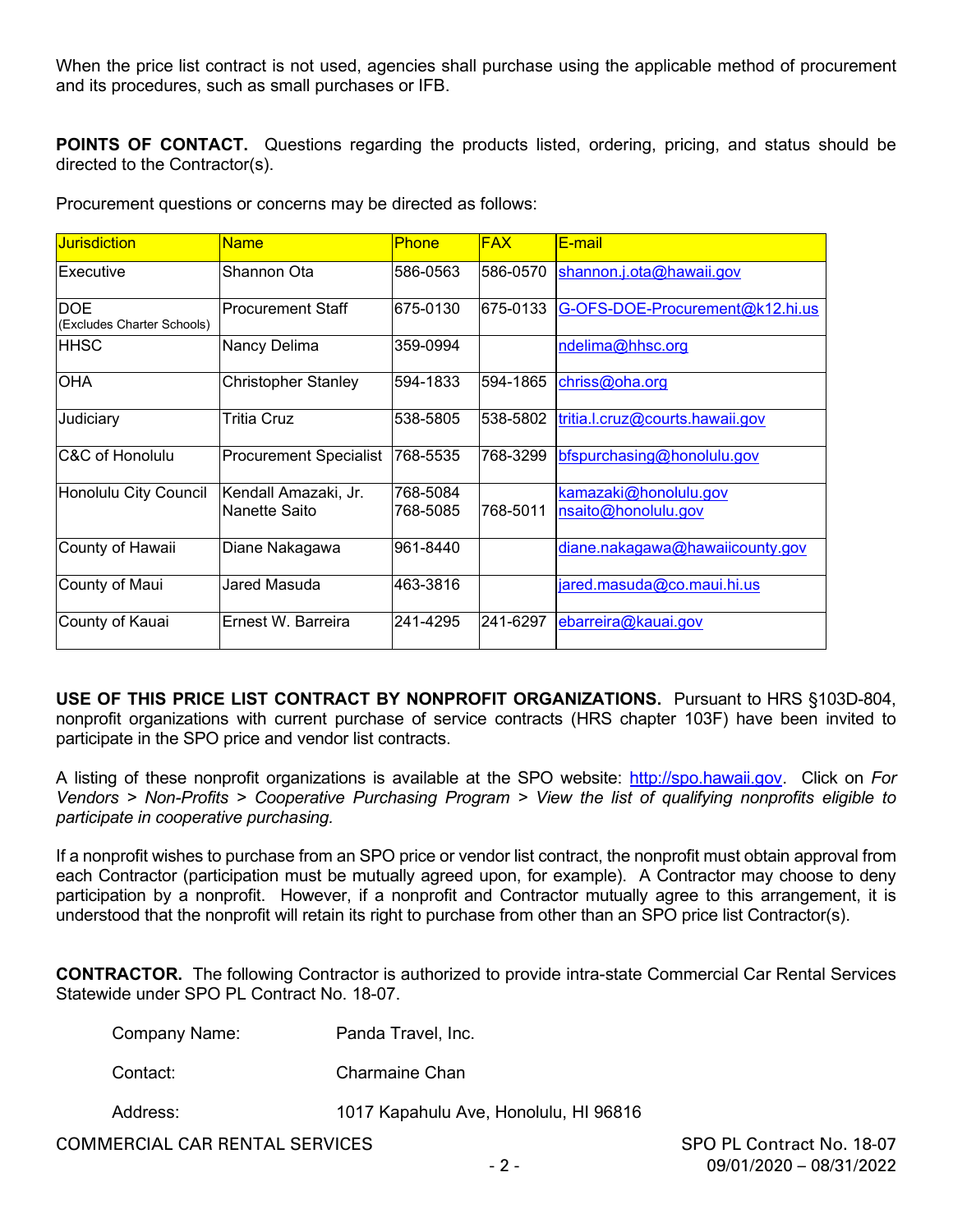When the price list contract is not used, agencies shall purchase using the applicable method of procurement and its procedures, such as small purchases or IFB.

**POINTS OF CONTACT.** Questions regarding the products listed, ordering, pricing, and status should be directed to the Contractor(s).

Procurement questions or concerns may be directed as follows:

| Jurisdiction | Name | Phone | FAX | E-mail |
|---|---|---|---|---|
| Executive | Shannon Ota | 586-0563 | 586-0570 | shannon.j.ota@hawaii.gov |
| DOE (Excludes Charter Schools) | Procurement Staff | 675-0130 | 675-0133 | G-OFS-DOE-Procurement@k12.hi.us |
| HHSC | Nancy Delima | 359-0994 | | ndelima@hhsc.org |
| OHA | Christopher Stanley | 594-1833 | 594-1865 | chriss@oha.org |
| Judiciary | Tritia Cruz | 538-5805 | 538-5802 | tritia.l.cruz@courts.hawaii.gov |
| C&C of Honolulu | Procurement Specialist | 768-5535 | 768-3299 | bfspurchasing@honolulu.gov |
| Honolulu City Council | Kendall Amazaki, Jr.<br>Nanette Saito | 768-5084<br>768-5085 | 768-5011 | kamazaki@honolulu.gov<br>nsaito@honolulu.gov |
| County of Hawaii | Diane Nakagawa | 961-8440 | | diane.nakagawa@hawaiicounty.gov |
| County of Maui | Jared Masuda | 463-3816 | | jared.masuda@co.maui.hi.us |
| County of Kauai | Ernest W. Barreira | 241-4295 | 241-6297 | ebarreira@kauai.gov |

**USE OF THIS PRICE LIST CONTRACT BY NONPROFIT ORGANIZATIONS.** Pursuant to HRS §103D-804, nonprofit organizations with current purchase of service contracts (HRS chapter 103F) have been invited to participate in the SPO price and vendor list contracts.

A listing of these nonprofit organizations is available at the SPO website: http://spo.hawaii.gov. Click on *For Vendors > Non-Profits > Cooperative Purchasing Program > View the list of qualifying nonprofits eligible to participate in cooperative purchasing.*

If a nonprofit wishes to purchase from an SPO price or vendor list contract, the nonprofit must obtain approval from each Contractor (participation must be mutually agreed upon, for example). A Contractor may choose to deny participation by a nonprofit. However, if a nonprofit and Contractor mutually agree to this arrangement, it is understood that the nonprofit will retain its right to purchase from other than an SPO price list Contractor(s).

**CONTRACTOR.** The following Contractor is authorized to provide intra-state Commercial Car Rental Services Statewide under SPO PL Contract No. 18-07.

Company Name: Panda Travel, Inc.

Contact: Charmaine Chan

Address: 1017 Kapahulu Ave, Honolulu, HI 96816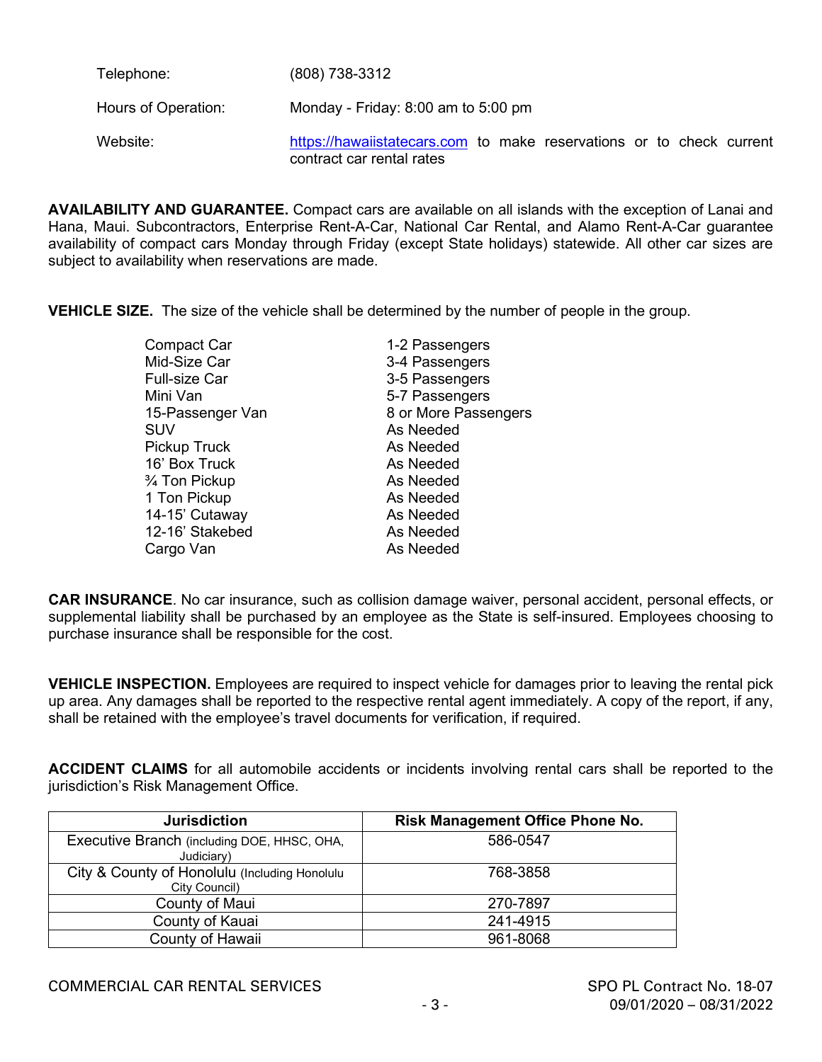| | |
|---|---|
| Telephone: | (808) 738-3312 |
| Hours of Operation: | Monday - Friday: 8:00 am to 5:00 pm |
| Website: | https://hawaiistatecars.com to make reservations or to check current contract car rental rates |

**AVAILABILITY AND GUARANTEE.** Compact cars are available on all islands with the exception of Lanai and Hana, Maui. Subcontractors, Enterprise Rent-A-Car, National Car Rental, and Alamo Rent-A-Car guarantee availability of compact cars Monday through Friday (except State holidays) statewide. All other car sizes are subject to availability when reservations are made.

**VEHICLE SIZE.** The size of the vehicle shall be determined by the number of people in the group.

| | |
|---|---|
| Compact Car | 1-2 Passengers |
| Mid-Size Car | 3-4 Passengers |
| Full-size Car | 3-5 Passengers |
| Mini Van | 5-7 Passengers |
| 15-Passenger Van | 8 or More Passengers |
| SUV | As Needed |
| Pickup Truck | As Needed |
| 16' Box Truck | As Needed |
| ¾ Ton Pickup | As Needed |
| 1 Ton Pickup | As Needed |
| 14-15' Cutaway | As Needed |
| 12-16' Stakebed | As Needed |
| Cargo Van | As Needed |

**CAR INSURANCE**. No car insurance, such as collision damage waiver, personal accident, personal effects, or supplemental liability shall be purchased by an employee as the State is self-insured. Employees choosing to purchase insurance shall be responsible for the cost.

**VEHICLE INSPECTION.** Employees are required to inspect vehicle for damages prior to leaving the rental pick up area. Any damages shall be reported to the respective rental agent immediately. A copy of the report, if any, shall be retained with the employee's travel documents for verification, if required.

**ACCIDENT CLAIMS** for all automobile accidents or incidents involving rental cars shall be reported to the jurisdiction's Risk Management Office.

| Jurisdiction | Risk Management Office Phone No. |
|---|---|
| Executive Branch (including DOE, HHSC, OHA, Judiciary) | 586-0547 |
| City & County of Honolulu (Including Honolulu City Council) | 768-3858 |
| County of Maui | 270-7897 |
| County of Kauai | 241-4915 |
| County of Hawaii | 961-8068 |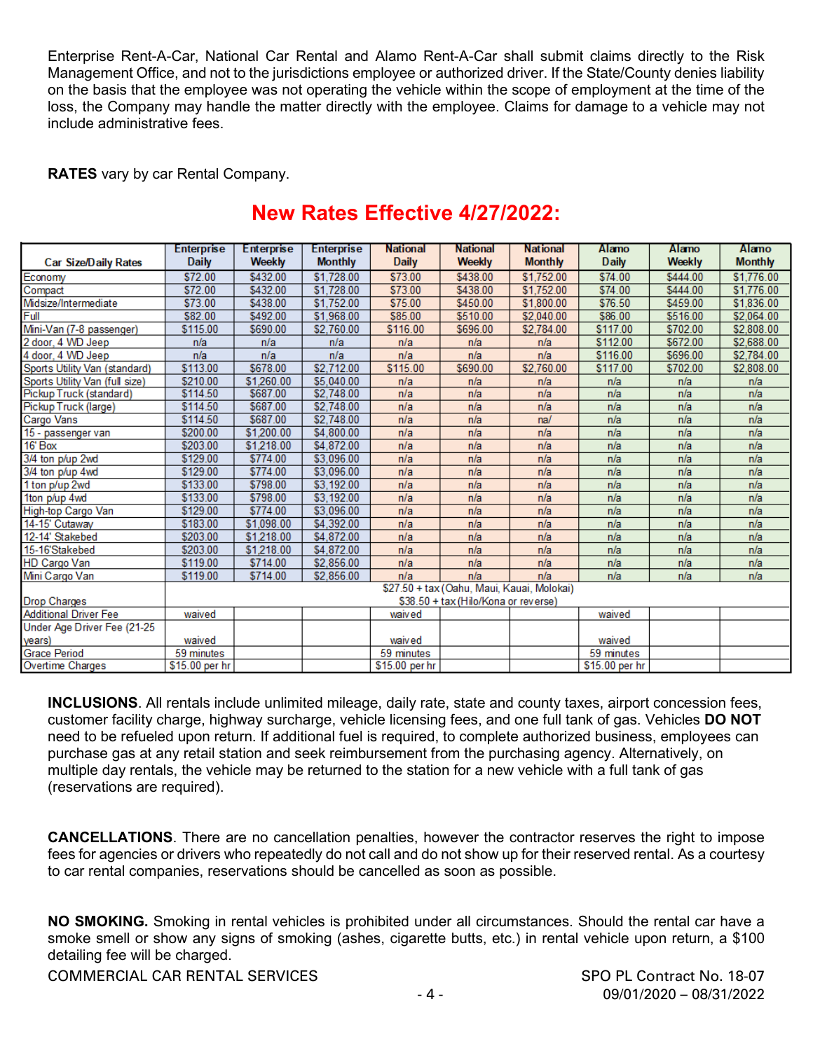Enterprise Rent-A-Car, National Car Rental and Alamo Rent-A-Car shall submit claims directly to the Risk Management Office, and not to the jurisdictions employee or authorized driver. If the State/County denies liability on the basis that the employee was not operating the vehicle within the scope of employment at the time of the loss, the Company may handle the matter directly with the employee. Claims for damage to a vehicle may not include administrative fees.

**RATES** vary by car Rental Company.

## New Rates Effective 4/27/2022:

| Car Size/Daily Rates | Enterprise Daily | Enterprise Weekly | Enterprise Monthly | National Daily | National Weekly | National Monthly | Alamo Daily | Alamo Weekly | Alamo Monthly |
|---|---|---|---|---|---|---|---|---|---|
| Economy | $72.00 | $432.00 | $1,728.00 | $73.00 | $438.00 | $1,752.00 | $74.00 | $444.00 | $1,776.00 |
| Compact | $72.00 | $432.00 | $1,728.00 | $73.00 | $438.00 | $1,752.00 | $74.00 | $444.00 | $1,776.00 |
| Midsize/Intermediate | $73.00 | $438.00 | $1,752.00 | $75.00 | $450.00 | $1,800.00 | $76.50 | $459.00 | $1,836.00 |
| Full | $82.00 | $492.00 | $1,968.00 | $85.00 | $510.00 | $2,040.00 | $86.00 | $516.00 | $2,064.00 |
| Mini-Van (7-8 passenger) | $115.00 | $690.00 | $2,760.00 | $116.00 | $696.00 | $2,784.00 | $117.00 | $702.00 | $2,808.00 |
| 2 door, 4 WD Jeep | n/a | n/a | n/a | n/a | n/a | n/a | $112.00 | $672.00 | $2,688.00 |
| 4 door, 4 WD Jeep | n/a | n/a | n/a | n/a | n/a | n/a | $116.00 | $696.00 | $2,784.00 |
| Sports Utility Van (standard) | $113.00 | $678.00 | $2,712.00 | $115.00 | $690.00 | $2,760.00 | $117.00 | $702.00 | $2,808.00 |
| Sports Utility Van (full size) | $210.00 | $1,260.00 | $5,040.00 | n/a | n/a | n/a | n/a | n/a | n/a |
| Pickup Truck (standard) | $114.50 | $687.00 | $2,748.00 | n/a | n/a | n/a | n/a | n/a | n/a |
| Pickup Truck (large) | $114.50 | $687.00 | $2,748.00 | n/a | n/a | n/a | n/a | n/a | n/a |
| Cargo Vans | $114.50 | $687.00 | $2,748.00 | n/a | n/a | na/ | n/a | n/a | n/a |
| 15 - passenger van | $200.00 | $1,200.00 | $4,800.00 | n/a | n/a | n/a | n/a | n/a | n/a |
| 16' Box | $203.00 | $1,218.00 | $4,872.00 | n/a | n/a | n/a | n/a | n/a | n/a |
| 3/4 ton p/up 2wd | $129.00 | $774.00 | $3,096.00 | n/a | n/a | n/a | n/a | n/a | n/a |
| 3/4 ton p/up 4wd | $129.00 | $774.00 | $3,096.00 | n/a | n/a | n/a | n/a | n/a | n/a |
| 1 ton p/up 2wd | $133.00 | $798.00 | $3,192.00 | n/a | n/a | n/a | n/a | n/a | n/a |
| 1ton p/up 4wd | $133.00 | $798.00 | $3,192.00 | n/a | n/a | n/a | n/a | n/a | n/a |
| High-top Cargo Van | $129.00 | $774.00 | $3,096.00 | n/a | n/a | n/a | n/a | n/a | n/a |
| 14-15' Cutaway | $183.00 | $1,098.00 | $4,392.00 | n/a | n/a | n/a | n/a | n/a | n/a |
| 12-14' Stakebed | $203.00 | $1,218.00 | $4,872.00 | n/a | n/a | n/a | n/a | n/a | n/a |
| 15-16'Stakebed | $203.00 | $1,218.00 | $4,872.00 | n/a | n/a | n/a | n/a | n/a | n/a |
| HD Cargo Van | $119.00 | $714.00 | $2,856.00 | n/a | n/a | n/a | n/a | n/a | n/a |
| Mini Cargo Van | $119.00 | $714.00 | $2,856.00 | n/a | n/a | n/a | n/a | n/a | n/a |
| Drop Charges | $27.50 + tax (Oahu, Maui, Kauai, Molokai) $38.50 + tax (Hilo/Kona or reverse) | | | | | | | | |
| Additional Driver Fee | waived | | | waived | | | waived | | |
| Under Age Driver Fee (21-25 years) | waived | | | waived | | | waived | | |
| Grace Period | 59 minutes | | | 59 minutes | | | 59 minutes | | |
| Overtime Charges | $15.00 per hr | | | $15.00 per hr | | | $15.00 per hr | | |

**INCLUSIONS**. All rentals include unlimited mileage, daily rate, state and county taxes, airport concession fees, customer facility charge, highway surcharge, vehicle licensing fees, and one full tank of gas. Vehicles **DO NOT** need to be refueled upon return. If additional fuel is required, to complete authorized business, employees can purchase gas at any retail station and seek reimbursement from the purchasing agency. Alternatively, on multiple day rentals, the vehicle may be returned to the station for a new vehicle with a full tank of gas (reservations are required).

**CANCELLATIONS**. There are no cancellation penalties, however the contractor reserves the right to impose fees for agencies or drivers who repeatedly do not call and do not show up for their reserved rental. As a courtesy to car rental companies, reservations should be cancelled as soon as possible.

**NO SMOKING.** Smoking in rental vehicles is prohibited under all circumstances. Should the rental car have a smoke smell or show any signs of smoking (ashes, cigarette butts, etc.) in rental vehicle upon return, a $100 detailing fee will be charged.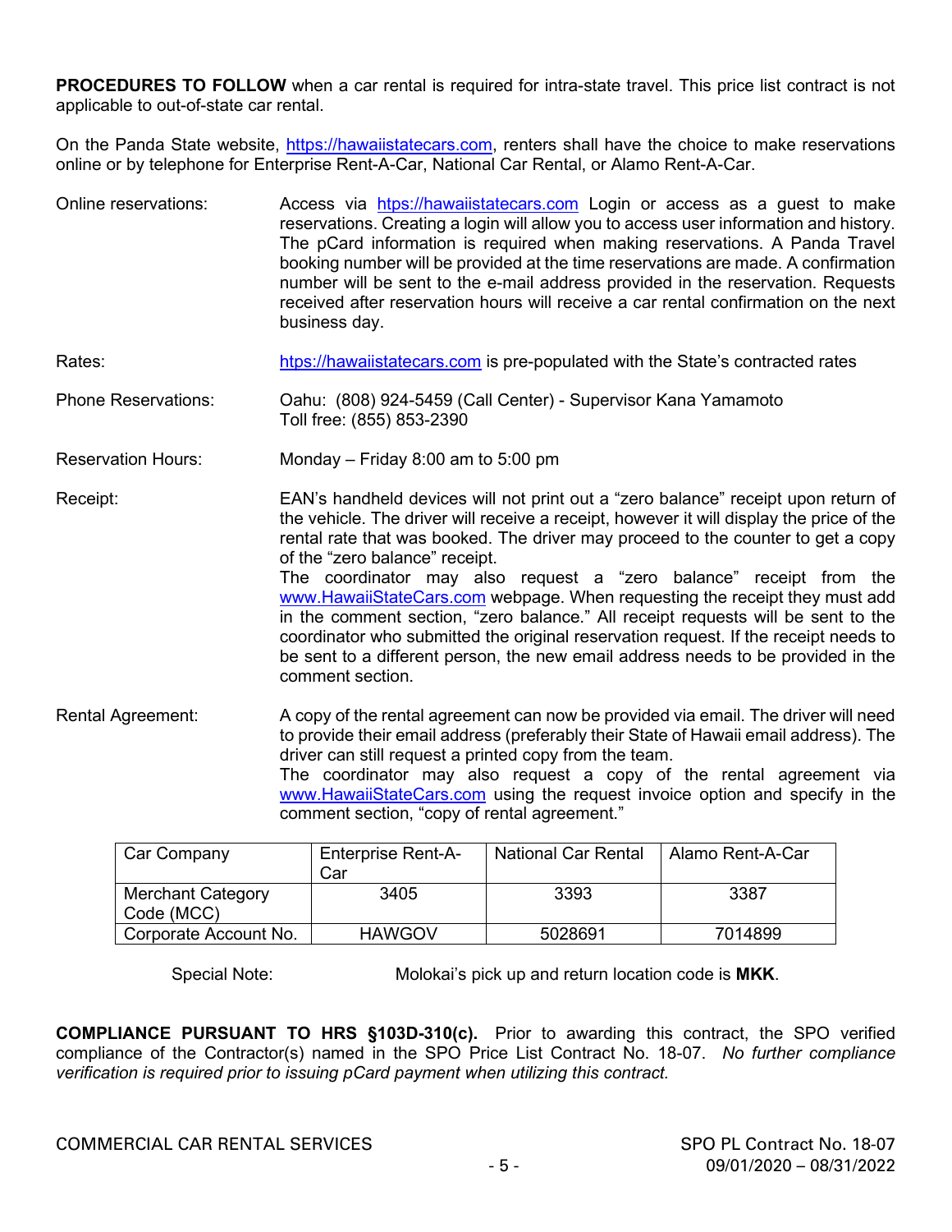**PROCEDURES TO FOLLOW** when a car rental is required for intra-state travel. This price list contract is not applicable to out-of-state car rental.

On the Panda State website, https://hawaiistatecars.com, renters shall have the choice to make reservations online or by telephone for Enterprise Rent-A-Car, National Car Rental, or Alamo Rent-A-Car.

Online reservations: Access via https://hawaiistatecars.com Login or access as a guest to make reservations. Creating a login will allow you to access user information and history. The pCard information is required when making reservations. A Panda Travel booking number will be provided at the time reservations are made. A confirmation number will be sent to the e-mail address provided in the reservation. Requests received after reservation hours will receive a car rental confirmation on the next business day.

Rates: https://hawaiistatecars.com is pre-populated with the State's contracted rates

Phone Reservations: Oahu: (808) 924-5459 (Call Center) - Supervisor Kana Yamamoto
Toll free: (855) 853-2390

Reservation Hours: Monday – Friday 8:00 am to 5:00 pm

Receipt: EAN's handheld devices will not print out a "zero balance" receipt upon return of the vehicle. The driver will receive a receipt, however it will display the price of the rental rate that was booked. The driver may proceed to the counter to get a copy of the "zero balance" receipt.
The coordinator may also request a "zero balance" receipt from the www.HawaiiStateCars.com webpage. When requesting the receipt they must add in the comment section, "zero balance." All receipt requests will be sent to the coordinator who submitted the original reservation request. If the receipt needs to be sent to a different person, the new email address needs to be provided in the comment section.

Rental Agreement: A copy of the rental agreement can now be provided via email. The driver will need to provide their email address (preferably their State of Hawaii email address). The driver can still request a printed copy from the team.
The coordinator may also request a copy of the rental agreement via www.HawaiiStateCars.com using the request invoice option and specify in the comment section, "copy of rental agreement."

| Car Company | Enterprise Rent-A-Car | National Car Rental | Alamo Rent-A-Car |
|---|---|---|---|
| Merchant Category Code (MCC) | 3405 | 3393 | 3387 |
| Corporate Account No. | HAWGOV | 5028691 | 7014899 |

Special Note: Molokai's pick up and return location code is **MKK**.

**COMPLIANCE PURSUANT TO HRS §103D-310(c).** Prior to awarding this contract, the SPO verified compliance of the Contractor(s) named in the SPO Price List Contract No. 18-07. *No further compliance verification is required prior to issuing pCard payment when utilizing this contract.*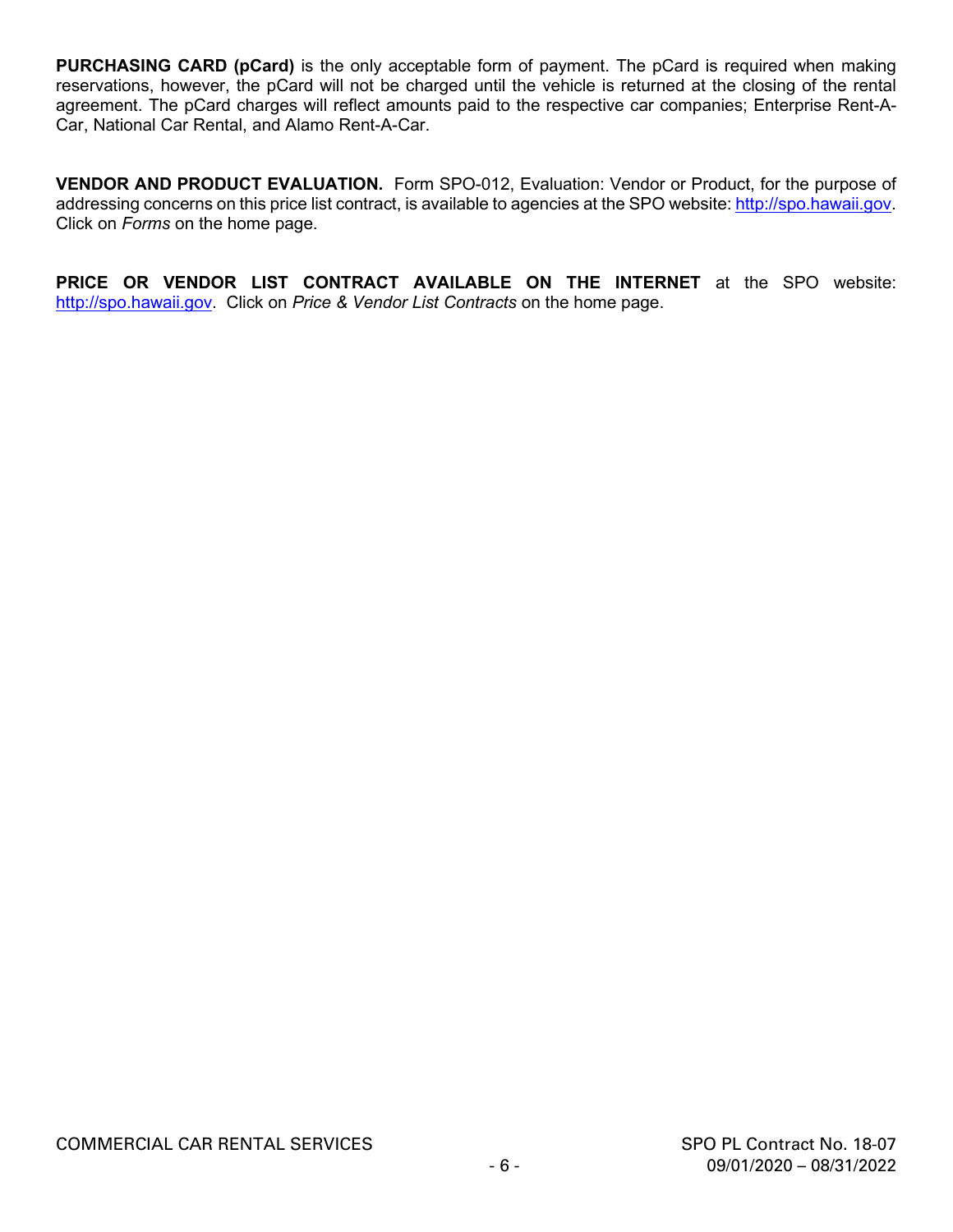**PURCHASING CARD (pCard)** is the only acceptable form of payment. The pCard is required when making reservations, however, the pCard will not be charged until the vehicle is returned at the closing of the rental agreement. The pCard charges will reflect amounts paid to the respective car companies; Enterprise Rent-A-Car, National Car Rental, and Alamo Rent-A-Car.

**VENDOR AND PRODUCT EVALUATION.** Form SPO-012, Evaluation: Vendor or Product, for the purpose of addressing concerns on this price list contract, is available to agencies at the SPO website: http://spo.hawaii.gov. Click on *Forms* on the home page.

**PRICE OR VENDOR LIST CONTRACT AVAILABLE ON THE INTERNET** at the SPO website: http://spo.hawaii.gov. Click on *Price & Vendor List Contracts* on the home page.